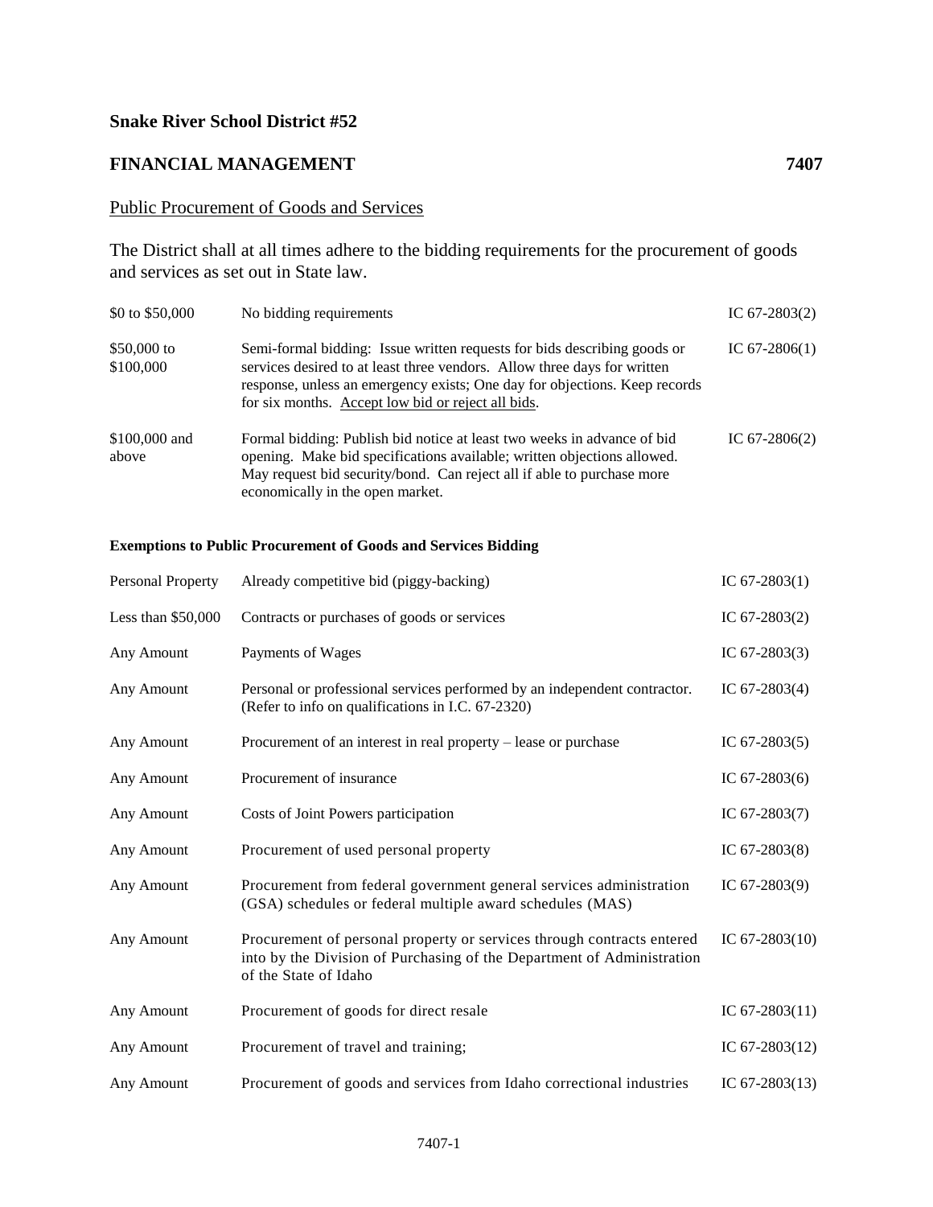**Snake River School District #52**

## FINANCIAL MANAGEMENT 7407

Public Procurement of Goods and Services

The District shall at all times adhere to the bidding requirements for the procurement of goods and services as set out in State law.

| | | |
|---|---|---|
| \$0 to \$50,000 | No bidding requirements | IC 67-2803(2) |
| \$50,000 to \$100,000 | Semi-formal bidding: Issue written requests for bids describing goods or services desired to at least three vendors. Allow three days for written response, unless an emergency exists; One day for objections. Keep records for six months. Accept low bid or reject all bids. | IC 67-2806(1) |
| \$100,000 and above | Formal bidding: Publish bid notice at least two weeks in advance of bid opening. Make bid specifications available; written objections allowed. May request bid security/bond. Can reject all if able to purchase more economically in the open market. | IC 67-2806(2) |

**Exemptions to Public Procurement of Goods and Services Bidding**

| | | |
|---|---|---|
| Personal Property | Already competitive bid (piggy-backing) | IC 67-2803(1) |
| Less than \$50,000 | Contracts or purchases of goods or services | IC 67-2803(2) |
| Any Amount | Payments of Wages | IC 67-2803(3) |
| Any Amount | Personal or professional services performed by an independent contractor. (Refer to info on qualifications in I.C. 67-2320) | IC 67-2803(4) |
| Any Amount | Procurement of an interest in real property – lease or purchase | IC 67-2803(5) |
| Any Amount | Procurement of insurance | IC 67-2803(6) |
| Any Amount | Costs of Joint Powers participation | IC 67-2803(7) |
| Any Amount | Procurement of used personal property | IC 67-2803(8) |
| Any Amount | Procurement from federal government general services administration (GSA) schedules or federal multiple award schedules (MAS) | IC 67-2803(9) |
| Any Amount | Procurement of personal property or services through contracts entered into by the Division of Purchasing of the Department of Administration of the State of Idaho | IC 67-2803(10) |
| Any Amount | Procurement of goods for direct resale | IC 67-2803(11) |
| Any Amount | Procurement of travel and training; | IC 67-2803(12) |
| Any Amount | Procurement of goods and services from Idaho correctional industries | IC 67-2803(13) |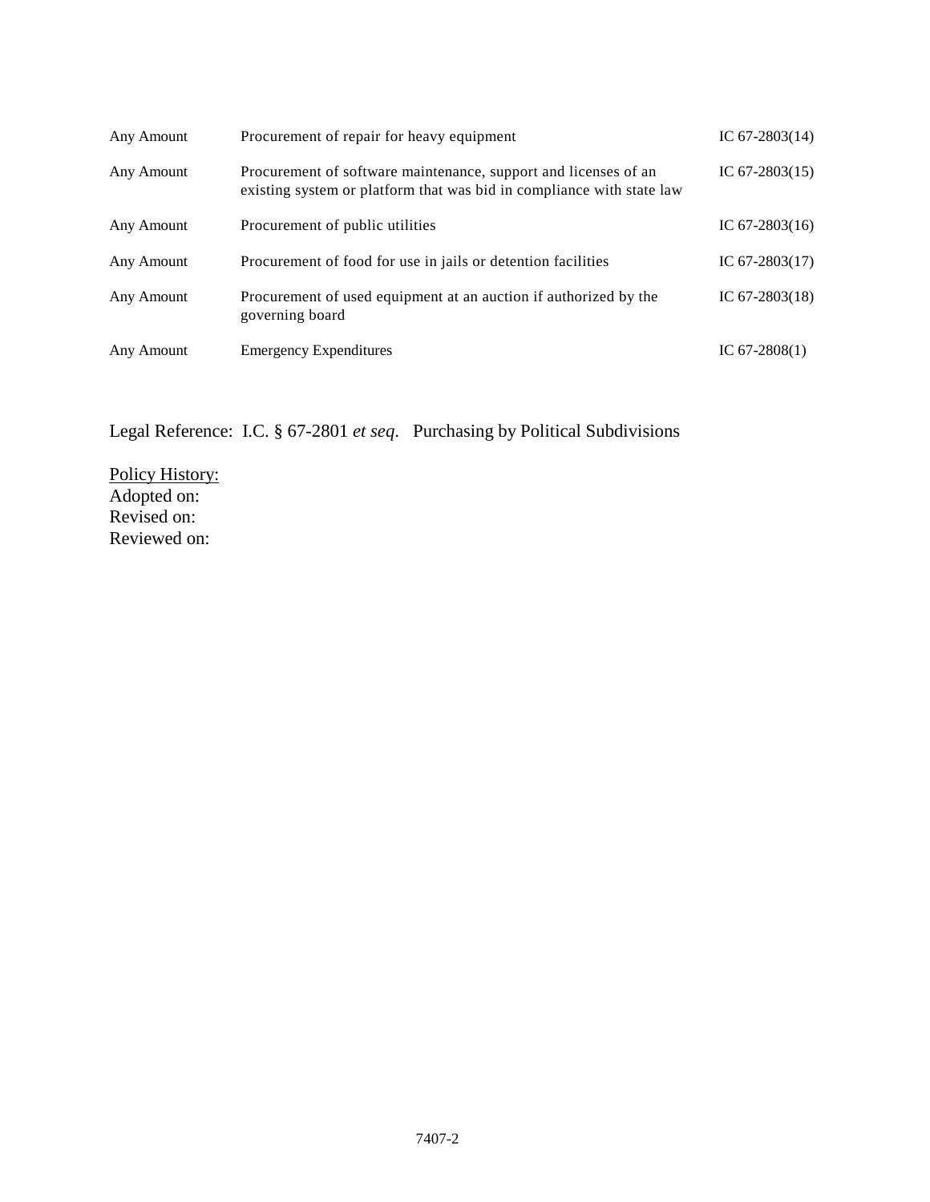| | | |
|---|---|---|
| Any Amount | Procurement of repair for heavy equipment | IC 67-2803(14) |
| Any Amount | Procurement of software maintenance, support and licenses of an existing system or platform that was bid in compliance with state law | IC 67-2803(15) |
| Any Amount | Procurement of public utilities | IC 67-2803(16) |
| Any Amount | Procurement of food for use in jails or detention facilities | IC 67-2803(17) |
| Any Amount | Procurement of used equipment at an auction if authorized by the governing board | IC 67-2803(18) |
| Any Amount | Emergency Expenditures | IC 67-2808(1) |

Legal Reference: I.C. § 67-2801 *et seq.* Purchasing by Political Subdivisions

Policy History:
Adopted on:
Revised on:
Reviewed on: